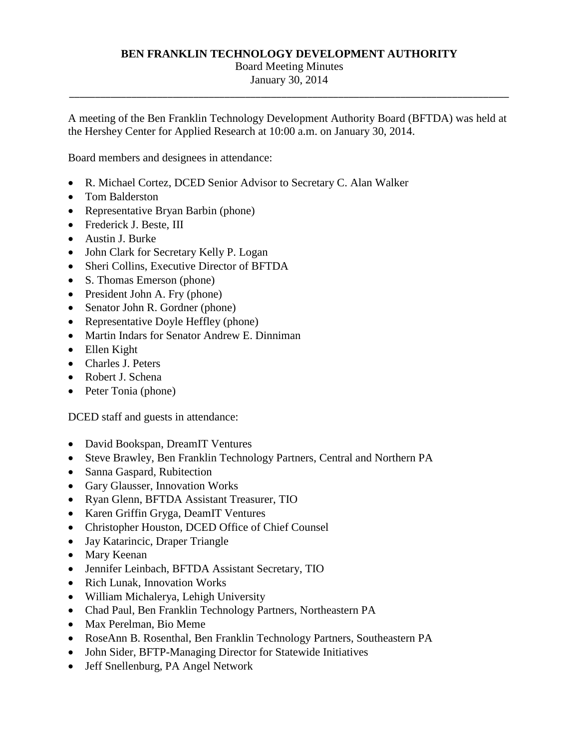**BEN FRANKLIN TECHNOLOGY DEVELOPMENT AUTHORITY**

Board Meeting Minutes

January 30, 2014

---

A meeting of the Ben Franklin Technology Development Authority Board (BFTDA) was held at the Hershey Center for Applied Research at 10:00 a.m. on January 30, 2014.

Board members and designees in attendance:

- R. Michael Cortez, DCED Senior Advisor to Secretary C. Alan Walker
- Tom Balderston
- Representative Bryan Barbin (phone)
- Frederick J. Beste, III
- Austin J. Burke
- John Clark for Secretary Kelly P. Logan
- Sheri Collins, Executive Director of BFTDA
- S. Thomas Emerson (phone)
- President John A. Fry (phone)
- Senator John R. Gordner (phone)
- Representative Doyle Heffley (phone)
- Martin Indars for Senator Andrew E. Dinniman
- Ellen Kight
- Charles J. Peters
- Robert J. Schena
- Peter Tonia (phone)

DCED staff and guests in attendance:

- David Bookspan, DreamIT Ventures
- Steve Brawley, Ben Franklin Technology Partners, Central and Northern PA
- Sanna Gaspard, Rubitection
- Gary Glausser, Innovation Works
- Ryan Glenn, BFTDA Assistant Treasurer, TIO
- Karen Griffin Gryga, DeamIT Ventures
- Christopher Houston, DCED Office of Chief Counsel
- Jay Katarincic, Draper Triangle
- Mary Keenan
- Jennifer Leinbach, BFTDA Assistant Secretary, TIO
- Rich Lunak, Innovation Works
- William Michalerya, Lehigh University
- Chad Paul, Ben Franklin Technology Partners, Northeastern PA
- Max Perelman, Bio Meme
- RoseAnn B. Rosenthal, Ben Franklin Technology Partners, Southeastern PA
- John Sider, BFTP-Managing Director for Statewide Initiatives
- Jeff Snellenburg, PA Angel Network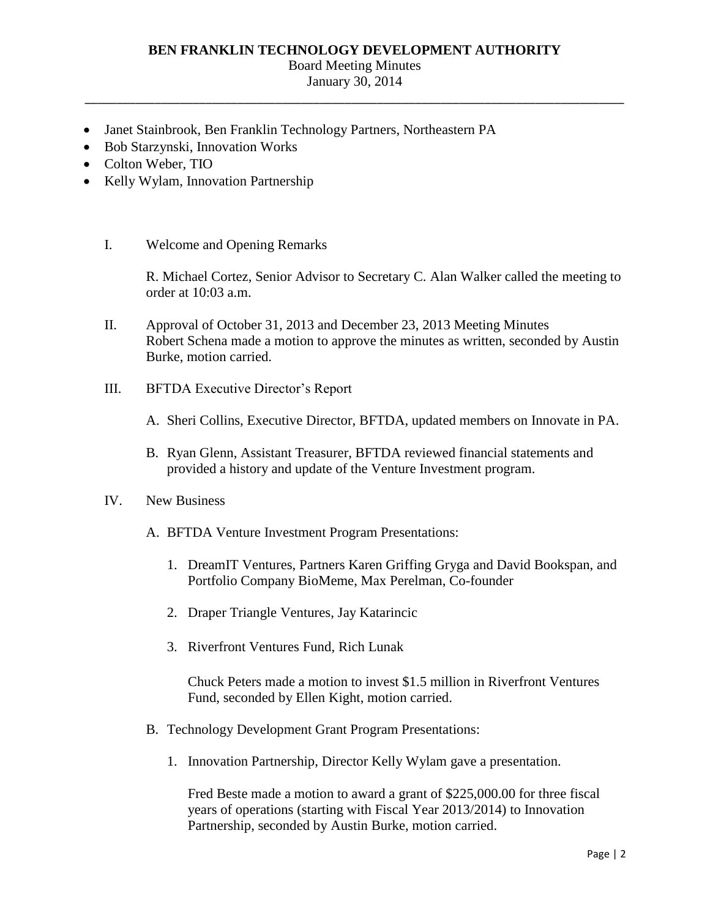- Janet Stainbrook, Ben Franklin Technology Partners, Northeastern PA
- Bob Starzynski, Innovation Works
- Colton Weber, TIO
- Kelly Wylam, Innovation Partnership

I. Welcome and Opening Remarks

R. Michael Cortez, Senior Advisor to Secretary C. Alan Walker called the meeting to order at 10:03 a.m.

II. Approval of October 31, 2013 and December 23, 2013 Meeting Minutes
Robert Schena made a motion to approve the minutes as written, seconded by Austin Burke, motion carried.

III. BFTDA Executive Director's Report

A. Sheri Collins, Executive Director, BFTDA, updated members on Innovate in PA.

B. Ryan Glenn, Assistant Treasurer, BFTDA reviewed financial statements and provided a history and update of the Venture Investment program.

IV. New Business

A. BFTDA Venture Investment Program Presentations:

1. DreamIT Ventures, Partners Karen Griffing Gryga and David Bookspan, and Portfolio Company BioMeme, Max Perelman, Co-founder

2. Draper Triangle Ventures, Jay Katarincic

3. Riverfront Ventures Fund, Rich Lunak

Chuck Peters made a motion to invest $1.5 million in Riverfront Ventures Fund, seconded by Ellen Kight, motion carried.

B. Technology Development Grant Program Presentations:

1. Innovation Partnership, Director Kelly Wylam gave a presentation.

Fred Beste made a motion to award a grant of $225,000.00 for three fiscal years of operations (starting with Fiscal Year 2013/2014) to Innovation Partnership, seconded by Austin Burke, motion carried.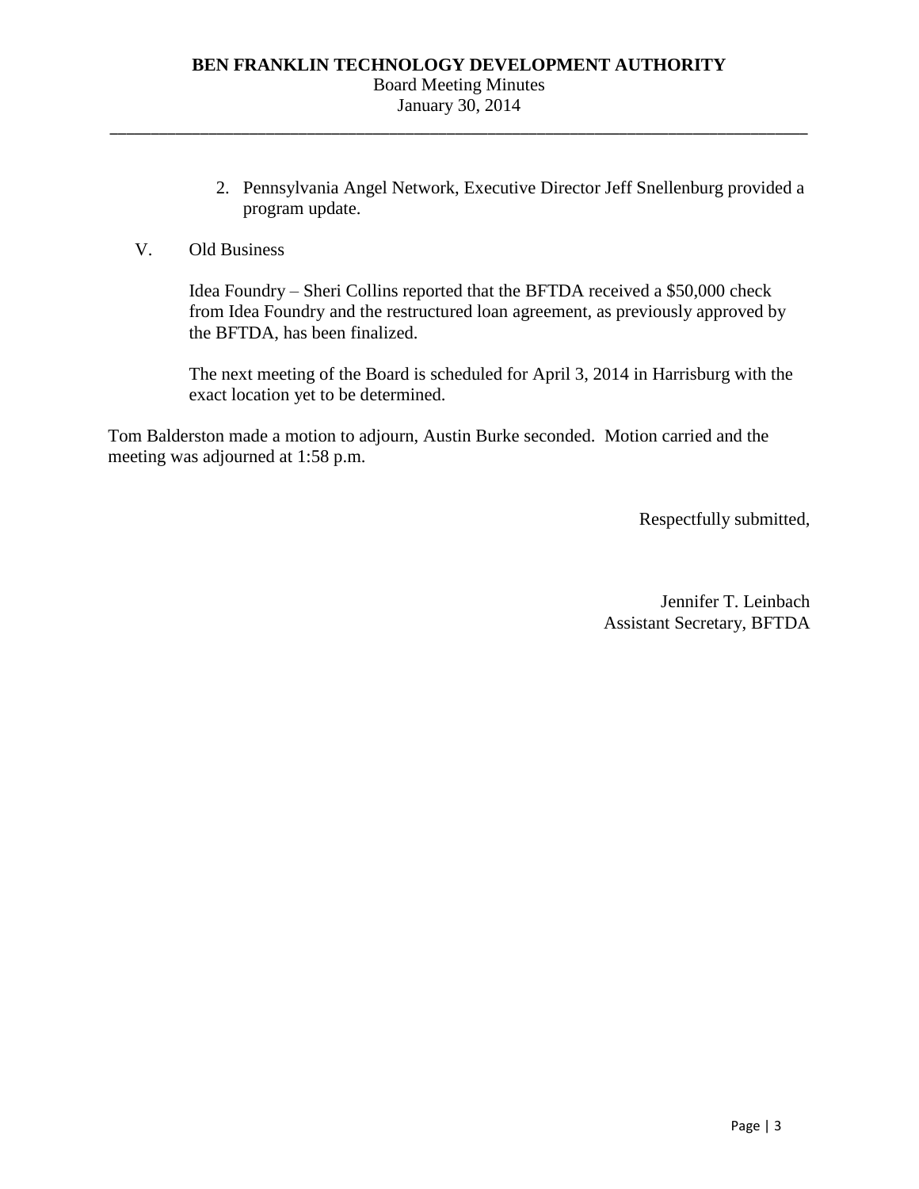2. Pennsylvania Angel Network, Executive Director Jeff Snellenburg provided a program update.

V. Old Business

Idea Foundry – Sheri Collins reported that the BFTDA received a $50,000 check from Idea Foundry and the restructured loan agreement, as previously approved by the BFTDA, has been finalized.

The next meeting of the Board is scheduled for April 3, 2014 in Harrisburg with the exact location yet to be determined.

Tom Balderston made a motion to adjourn, Austin Burke seconded. Motion carried and the meeting was adjourned at 1:58 p.m.

Respectfully submitted,

Jennifer T. Leinbach
Assistant Secretary, BFTDA